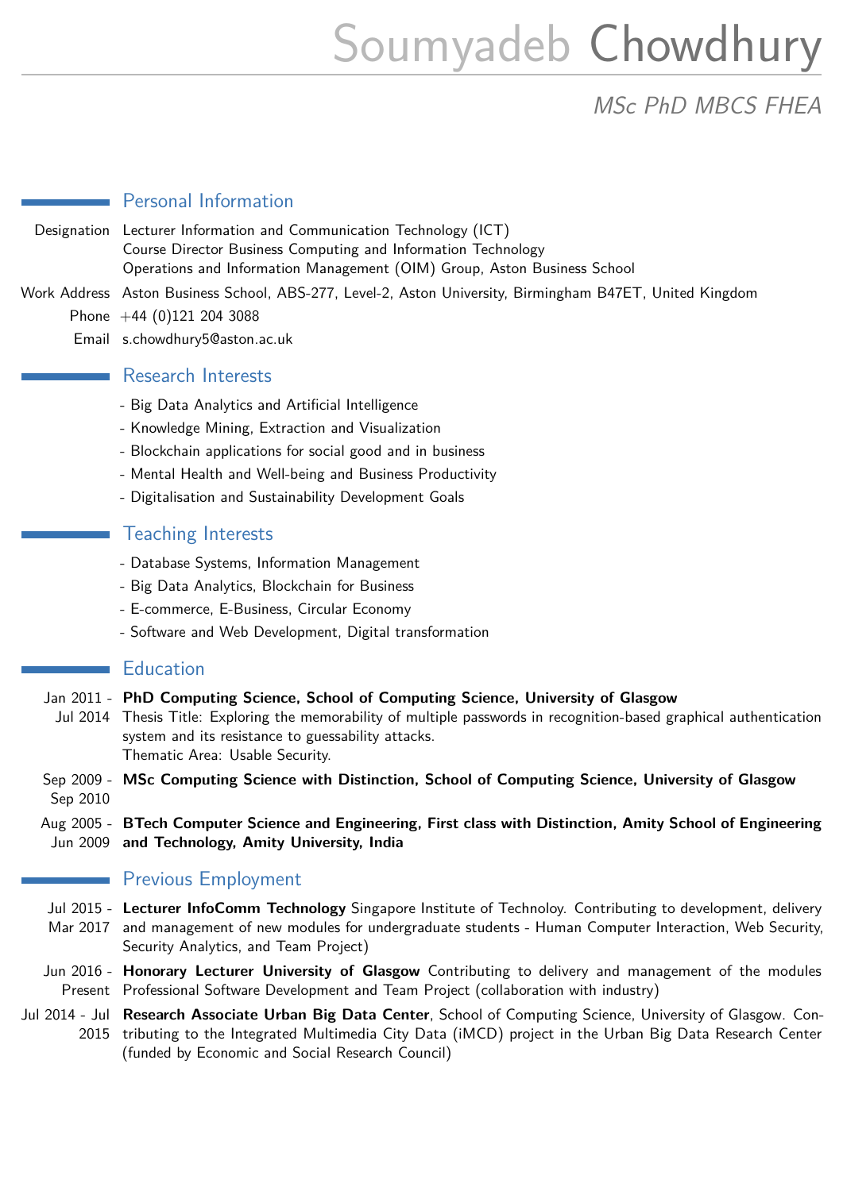# Soumyadeb Chowdhury

*MSc PhD MBCS FHEA*

## Personal Information

Designation: Lecturer Information and Communication Technology (ICT)
Course Director Business Computing and Information Technology
Operations and Information Management (OIM) Group, Aston Business School

Work Address: Aston Business School, ABS-277, Level-2, Aston University, Birmingham B47ET, United Kingdom

Phone: +44 (0)121 204 3088

Email: s.chowdhury5@aston.ac.uk

## Research Interests

- Big Data Analytics and Artificial Intelligence
- Knowledge Mining, Extraction and Visualization
- Blockchain applications for social good and in business
- Mental Health and Well-being and Business Productivity
- Digitalisation and Sustainability Development Goals

## Teaching Interests

- Database Systems, Information Management
- Big Data Analytics, Blockchain for Business
- E-commerce, E-Business, Circular Economy
- Software and Web Development, Digital transformation

## Education

Jan 2011 - Jul 2014: **PhD Computing Science, School of Computing Science, University of Glasgow**
Thesis Title: Exploring the memorability of multiple passwords in recognition-based graphical authentication system and its resistance to guessability attacks.
Thematic Area: Usable Security.

Sep 2009 - Sep 2010: **MSc Computing Science with Distinction, School of Computing Science, University of Glasgow**

Aug 2005 - Jun 2009: **BTech Computer Science and Engineering, First class with Distinction, Amity School of Engineering and Technology, Amity University, India**

## Previous Employment

Jul 2015 - Mar 2017: **Lecturer InfoComm Technology** Singapore Institute of Technoloy. Contributing to development, delivery and management of new modules for undergraduate students - Human Computer Interaction, Web Security, Security Analytics, and Team Project)

Jun 2016 - Present: **Honorary Lecturer University of Glasgow** Contributing to delivery and management of the modules Professional Software Development and Team Project (collaboration with industry)

Jul 2014 - Jul 2015: **Research Associate Urban Big Data Center**, School of Computing Science, University of Glasgow. Contributing to the Integrated Multimedia City Data (iMCD) project in the Urban Big Data Research Center (funded by Economic and Social Research Council)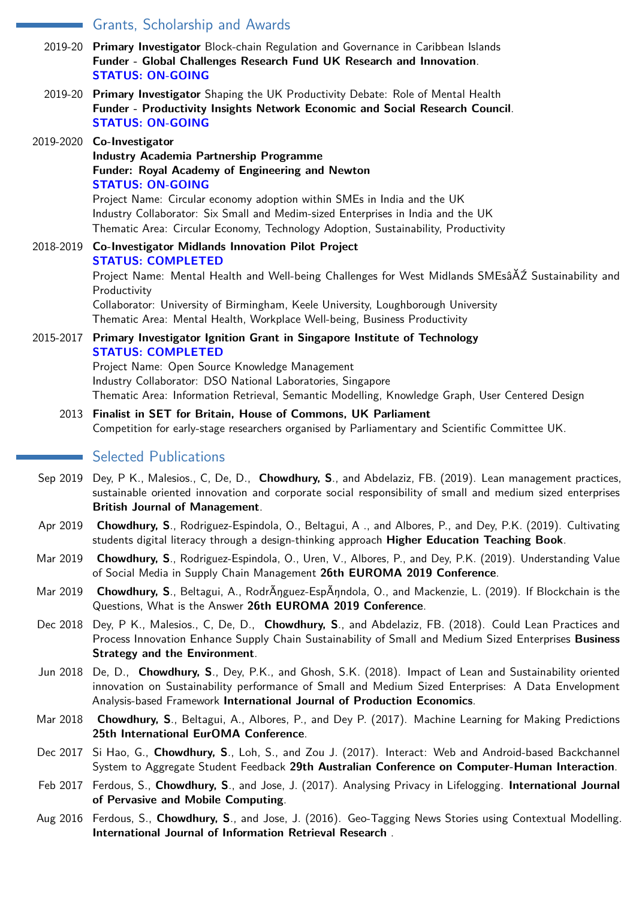## Grants, Scholarship and Awards

**2019-20** **Primary Investigator** Block-chain Regulation and Governance in Caribbean Islands
**Funder - Global Challenges Research Fund UK Research and Innovation**.
**STATUS: ON-GOING**

**2019-20** **Primary Investigator** Shaping the UK Productivity Debate: Role of Mental Health
**Funder - Productivity Insights Network Economic and Social Research Council**.
**STATUS: ON-GOING**

**2019-2020** **Co-Investigator**
**Industry Academia Partnership Programme**
**Funder: Royal Academy of Engineering and Newton**
**STATUS: ON-GOING**
Project Name: Circular economy adoption within SMEs in India and the UK
Industry Collaborator: Six Small and Medim-sized Enterprises in India and the UK
Thematic Area: Circular Economy, Technology Adoption, Sustainability, Productivity

**2018-2019** **Co-Investigator Midlands Innovation Pilot Project**
**STATUS: COMPLETED**
Project Name: Mental Health and Well-being Challenges for West Midlands SMEsâĂŹ Sustainability and Productivity
Collaborator: University of Birmingham, Keele University, Loughborough University
Thematic Area: Mental Health, Workplace Well-being, Business Productivity

**2015-2017** **Primary Investigator Ignition Grant in Singapore Institute of Technology**
**STATUS: COMPLETED**
Project Name: Open Source Knowledge Management
Industry Collaborator: DSO National Laboratories, Singapore
Thematic Area: Information Retrieval, Semantic Modelling, Knowledge Graph, User Centered Design

**2013** **Finalist in SET for Britain, House of Commons, UK Parliament**
Competition for early-stage researchers organised by Parliamentary and Scientific Committee UK.

## Selected Publications

**Sep 2019** Dey, P K., Malesios., C, De, D., **Chowdhury, S.**, and Abdelaziz, FB. (2019). Lean management practices, sustainable oriented innovation and corporate social responsibility of small and medium sized enterprises **British Journal of Management**.

**Apr 2019** **Chowdhury, S.**, Rodriguez-Espindola, O., Beltagui, A ., and Albores, P., and Dey, P.K. (2019). Cultivating students digital literacy through a design-thinking approach **Higher Education Teaching Book**.

**Mar 2019** **Chowdhury, S.**, Rodriguez-Espindola, O., Uren, V., Albores, P., and Dey, P.K. (2019). Understanding Value of Social Media in Supply Chain Management **26th EUROMA 2019 Conference**.

**Mar 2019** **Chowdhury, S.**, Beltagui, A., RodrÃŋguez-EspÃŋndola, O., and Mackenzie, L. (2019). If Blockchain is the Questions, What is the Answer **26th EUROMA 2019 Conference**.

**Dec 2018** Dey, P K., Malesios., C, De, D., **Chowdhury, S.**, and Abdelaziz, FB. (2018). Could Lean Practices and Process Innovation Enhance Supply Chain Sustainability of Small and Medium Sized Enterprises **Business Strategy and the Environment**.

**Jun 2018** De, D., **Chowdhury, S.**, Dey, P.K., and Ghosh, S.K. (2018). Impact of Lean and Sustainability oriented innovation on Sustainability performance of Small and Medium Sized Enterprises: A Data Envelopment Analysis-based Framework **International Journal of Production Economics**.

**Mar 2018** **Chowdhury, S.**, Beltagui, A., Albores, P., and Dey P. (2017). Machine Learning for Making Predictions **25th International EurOMA Conference**.

**Dec 2017** Si Hao, G., **Chowdhury, S.**, Loh, S., and Zou J. (2017). Interact: Web and Android-based Backchannel System to Aggregate Student Feedback **29th Australian Conference on Computer-Human Interaction**.

**Feb 2017** Ferdous, S., **Chowdhury, S.**, and Jose, J. (2017). Analysing Privacy in Lifelogging. **International Journal of Pervasive and Mobile Computing**.

**Aug 2016** Ferdous, S., **Chowdhury, S.**, and Jose, J. (2016). Geo-Tagging News Stories using Contextual Modelling. **International Journal of Information Retrieval Research** .